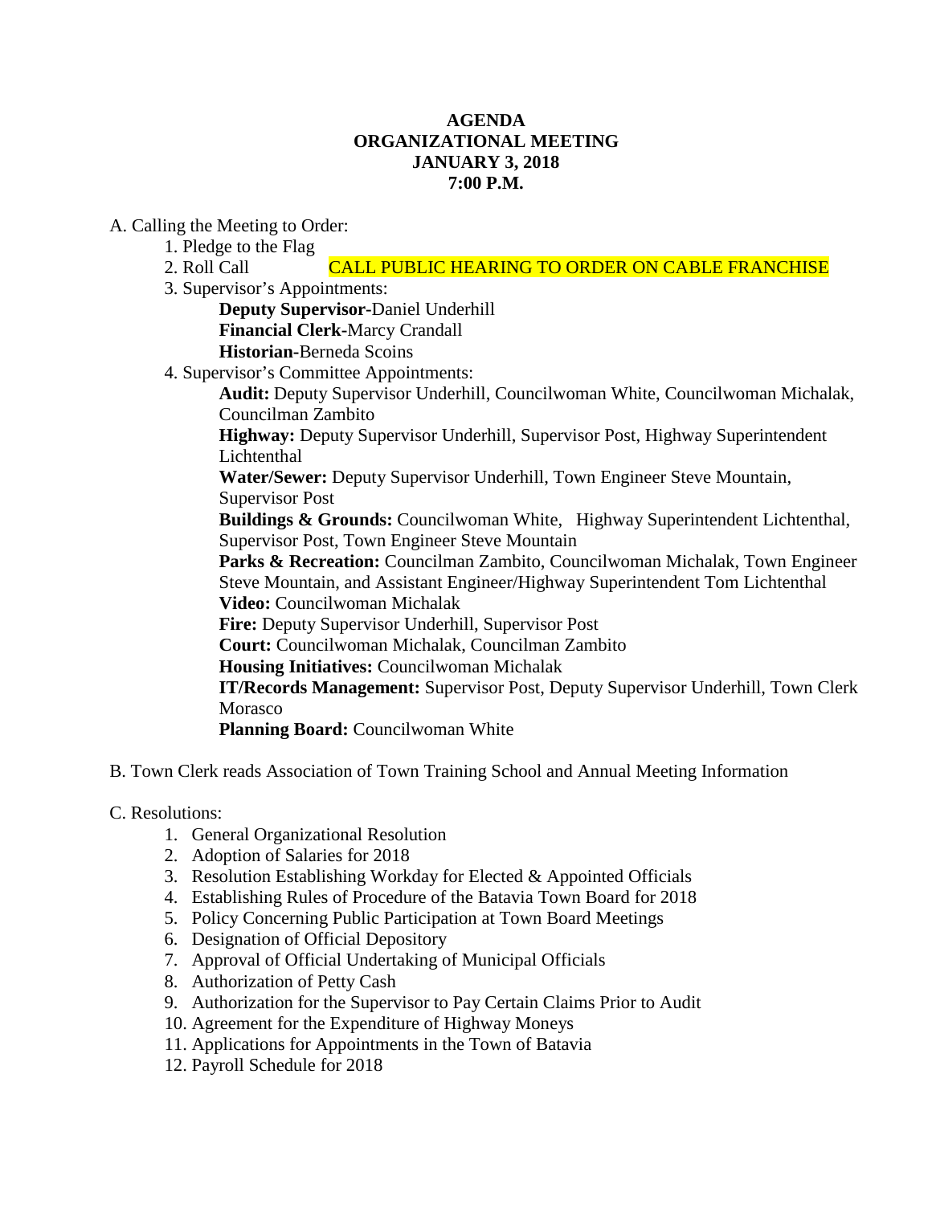**AGENDA**
**ORGANIZATIONAL MEETING**
**JANUARY 3, 2018**
**7:00 P.M.**

A. Calling the Meeting to Order:

1. Pledge to the Flag
2. Roll Call CALL PUBLIC HEARING TO ORDER ON CABLE FRANCHISE
3. Supervisor's Appointments:
   - **Deputy Supervisor**-Daniel Underhill
   - **Financial Clerk**-Marcy Crandall
   - **Historian**-Berneda Scoins
4. Supervisor's Committee Appointments:
   - **Audit:** Deputy Supervisor Underhill, Councilwoman White, Councilwoman Michalak, Councilman Zambito
   - **Highway:** Deputy Supervisor Underhill, Supervisor Post, Highway Superintendent Lichtenthal
   - **Water/Sewer:** Deputy Supervisor Underhill, Town Engineer Steve Mountain, Supervisor Post
   - **Buildings & Grounds:** Councilwoman White, Highway Superintendent Lichtenthal, Supervisor Post, Town Engineer Steve Mountain
   - **Parks & Recreation:** Councilman Zambito, Councilwoman Michalak, Town Engineer Steve Mountain, and Assistant Engineer/Highway Superintendent Tom Lichtenthal
   - **Video:** Councilwoman Michalak
   - **Fire:** Deputy Supervisor Underhill, Supervisor Post
   - **Court:** Councilwoman Michalak, Councilman Zambito
   - **Housing Initiatives:** Councilwoman Michalak
   - **IT/Records Management:** Supervisor Post, Deputy Supervisor Underhill, Town Clerk Morasco
   - **Planning Board:** Councilwoman White

B. Town Clerk reads Association of Town Training School and Annual Meeting Information

C. Resolutions:

1. General Organizational Resolution
2. Adoption of Salaries for 2018
3. Resolution Establishing Workday for Elected & Appointed Officials
4. Establishing Rules of Procedure of the Batavia Town Board for 2018
5. Policy Concerning Public Participation at Town Board Meetings
6. Designation of Official Depository
7. Approval of Official Undertaking of Municipal Officials
8. Authorization of Petty Cash
9. Authorization for the Supervisor to Pay Certain Claims Prior to Audit
10. Agreement for the Expenditure of Highway Moneys
11. Applications for Appointments in the Town of Batavia
12. Payroll Schedule for 2018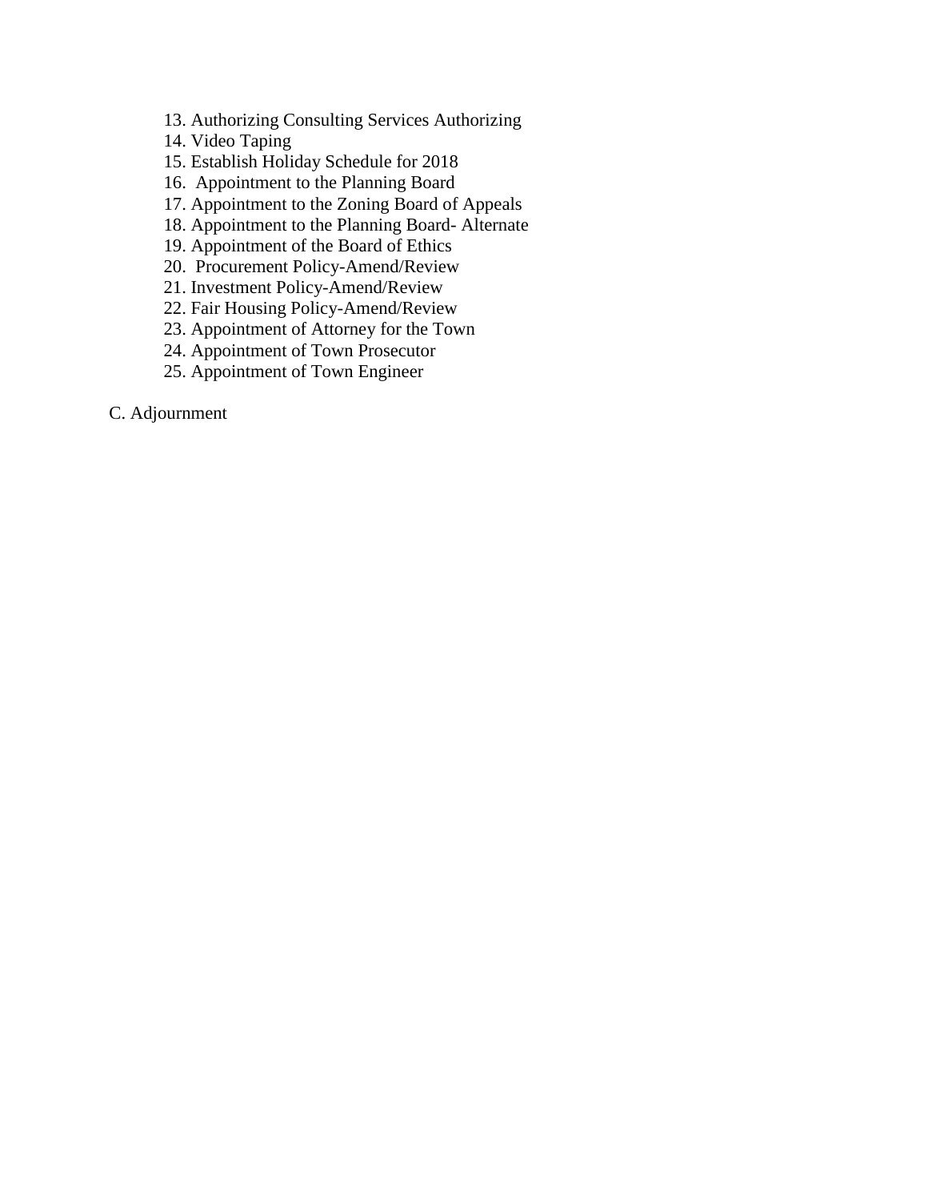13. Authorizing Consulting Services Authorizing
14. Video Taping
15. Establish Holiday Schedule for 2018
16. Appointment to the Planning Board
17. Appointment to the Zoning Board of Appeals
18. Appointment to the Planning Board- Alternate
19. Appointment of the Board of Ethics
20. Procurement Policy-Amend/Review
21. Investment Policy-Amend/Review
22. Fair Housing Policy-Amend/Review
23. Appointment of Attorney for the Town
24. Appointment of Town Prosecutor
25. Appointment of Town Engineer

C. Adjournment